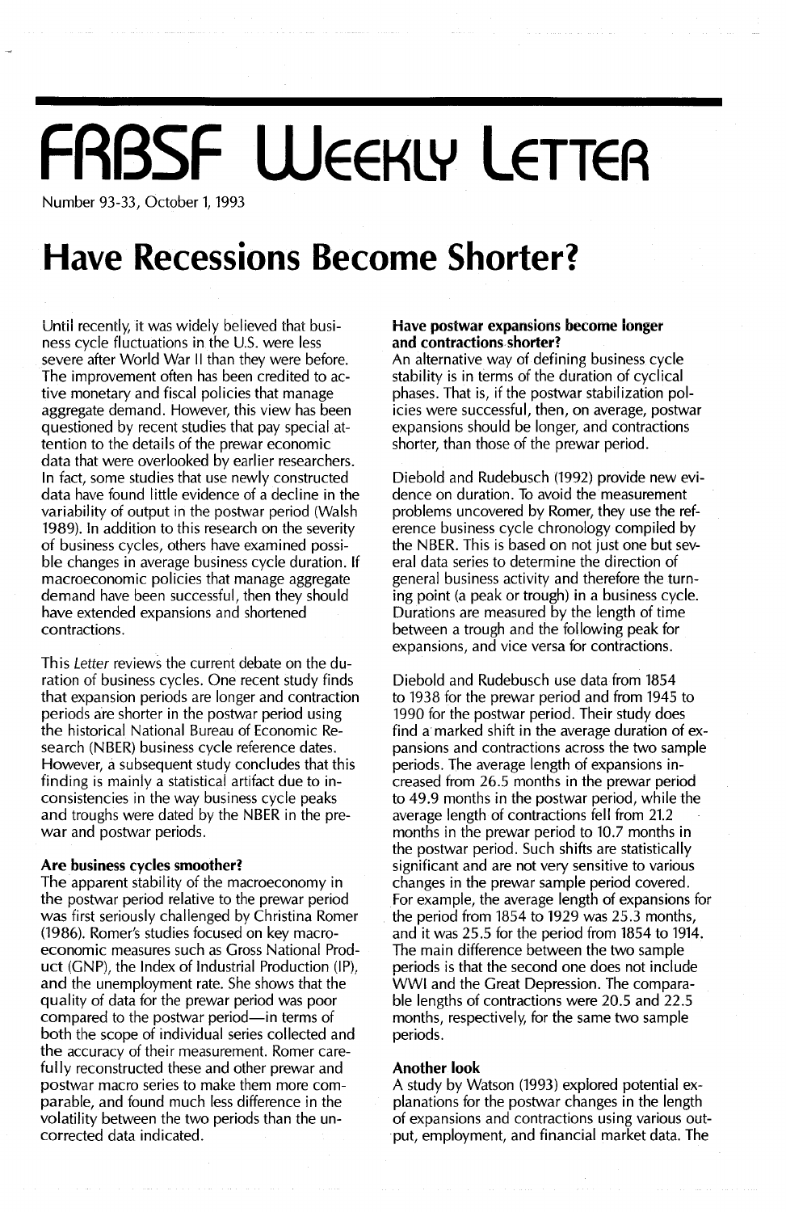# FRBSF Weekly Letter

Number 93-33, October 1, 1993

# Have Recessions Become Shorter?

Until recently, it was widely believed that business cycle fluctuations in the U.S. were less severe after World War II than they were before. The improvement often has been credited to active monetary and fiscal policies that manage aggregate demand. However, this view has been questioned by recent studies that pay special attention to the details of the prewar economic data that were overlooked by earlier researchers. In fact, some studies that use newly constructed data have found little evidence of a decline in the variability of output in the postwar period (Walsh 1989). In addition to this research on the severity of business cycles, others have examined possible changes in average business cycle duration. If macroeconomic policies that manage aggregate demand have been successful, then they should have extended expansions and shortened contractions.

This *Letter* reviews the current debate on the duration of business cycles. One recent study finds that expansion periods are longer and contraction periods are shorter in the postwar period using the historical National Bureau of Economic Research (NBER) business cycle reference dates. However, a subsequent study concludes that this finding is mainly a statistical artifact due to inconsistencies in the way business cycle peaks and troughs were dated by the NBER in the prewar and postwar periods.

## Are business cycles smoother?

The apparent stability of the macroeconomy in the postwar period relative to the prewar period was first seriously challenged by Christina Romer (1986). Romer's studies focused on key macroeconomic measures such as Gross National Product (GNP), the Index of Industrial Production (IP), and the unemployment rate. She shows that the quality of data for the prewar period was poor compared to the postwar period—in terms of both the scope of individual series collected and the accuracy of their measurement. Romer carefully reconstructed these and other prewar and postwar macro series to make them more comparable, and found much less difference in the volatility between the two periods than the uncorrected data indicated.

## Have postwar expansions become longer and contractions shorter?

An alternative way of defining business cycle stability is in terms of the duration of cyclical phases. That is, if the postwar stabilization policies were successful, then, on average, postwar expansions should be longer, and contractions shorter, than those of the prewar period.

Diebold and Rudebusch (1992) provide new evidence on duration. To avoid the measurement problems uncovered by Romer, they use the reference business cycle chronology compiled by the NBER. This is based on not just one but several data series to determine the direction of general business activity and therefore the turning point (a peak or trough) in a business cycle. Durations are measured by the length of time between a trough and the following peak for expansions, and vice versa for contractions.

Diebold and Rudebusch use data from 1854 to 1938 for the prewar period and from 1945 to 1990 for the postwar period. Their study does find a marked shift in the average duration of expansions and contractions across the two sample periods. The average length of expansions increased from 26.5 months in the prewar period to 49.9 months in the postwar period, while the average length of contractions fell from 21.2 months in the prewar period to 10.7 months in the postwar period. Such shifts are statistically significant and are not very sensitive to various changes in the prewar sample period covered. For example, the average length of expansions for the period from 1854 to 1929 was 25.3 months, and it was 25.5 for the period from 1854 to 1914. The main difference between the two sample periods is that the second one does not include WWI and the Great Depression. The comparable lengths of contractions were 20.5 and 22.5 months, respectively, for the same two sample periods.

## Another look

A study by Watson (1993) explored potential explanations for the postwar changes in the length of expansions and contractions using various output, employment, and financial market data. The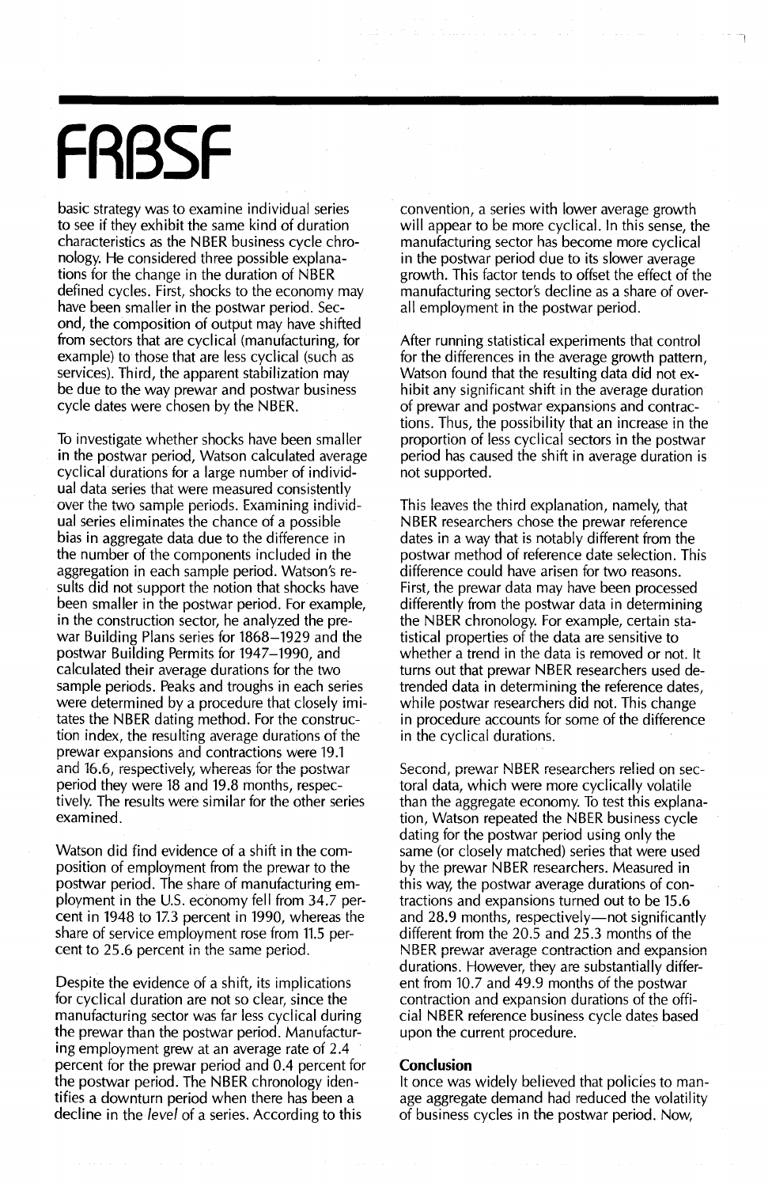basic strategy was to examine individual series to see if they exhibit the same kind of duration characteristics as the NBER business cycle chronology. He considered three possible explanations for the change in the duration of NBER defined cycles. First, shocks to the economy may have been smaller in the postwar period. Second, the composition of output may have shifted from sectors that are cyclical (manufacturing, for example) to those that are less cyclical (such as services). Third, the apparent stabilization may be due to the way prewar and postwar business cycle dates were chosen by the NBER.

To investigate whether shocks have been smaller in the postwar period, Watson calculated average cyclical durations for a large number of individual data series that were measured consistently over the two sample periods. Examining individual series eliminates the chance of a possible bias in aggregate data due to the difference in the number of the components included in the aggregation in each sample period. Watson's results did not support the notion that shocks have been smaller in the postwar period. For example, in the construction sector, he analyzed the prewar Building Plans series for 1868–1929 and the postwar Building Permits for 1947–1990, and calculated their average durations for the two sample periods. Peaks and troughs in each series were determined by a procedure that closely imitates the NBER dating method. For the construction index, the resulting average durations of the prewar expansions and contractions were 19.1 and 16.6, respectively, whereas for the postwar period they were 18 and 19.8 months, respectively. The results were similar for the other series examined.

Watson did find evidence of a shift in the composition of employment from the prewar to the postwar period. The share of manufacturing employment in the U.S. economy fell from 34.7 percent in 1948 to 17.3 percent in 1990, whereas the share of service employment rose from 11.5 percent to 25.6 percent in the same period.

Despite the evidence of a shift, its implications for cyclical duration are not so clear, since the manufacturing sector was far less cyclical during the prewar than the postwar period. Manufacturing employment grew at an average rate of 2.4 percent for the prewar period and 0.4 percent for the postwar period. The NBER chronology identifies a downturn period when there has been a decline in the *level* of a series. According to this convention, a series with lower average growth will appear to be more cyclical. In this sense, the manufacturing sector has become more cyclical in the postwar period due to its slower average growth. This factor tends to offset the effect of the manufacturing sector's decline as a share of overall employment in the postwar period.

After running statistical experiments that control for the differences in the average growth pattern, Watson found that the resulting data did not exhibit any significant shift in the average duration of prewar and postwar expansions and contractions. Thus, the possibility that an increase in the proportion of less cyclical sectors in the postwar period has caused the shift in average duration is not supported.

This leaves the third explanation, namely, that NBER researchers chose the prewar reference dates in a way that is notably different from the postwar method of reference date selection. This difference could have arisen for two reasons. First, the prewar data may have been processed differently from the postwar data in determining the NBER chronology. For example, certain statistical properties of the data are sensitive to whether a trend in the data is removed or not. It turns out that prewar NBER researchers used detrended data in determining the reference dates, while postwar researchers did not. This change in procedure accounts for some of the difference in the cyclical durations.

Second, prewar NBER researchers relied on sectoral data, which were more cyclically volatile than the aggregate economy. To test this explanation, Watson repeated the NBER business cycle dating for the postwar period using only the same (or closely matched) series that were used by the prewar NBER researchers. Measured in this way, the postwar average durations of contractions and expansions turned out to be 15.6 and 28.9 months, respectively—not significantly different from the 20.5 and 25.3 months of the NBER prewar average contraction and expansion durations. However, they are substantially different from 10.7 and 49.9 months of the postwar contraction and expansion durations of the official NBER reference business cycle dates based upon the current procedure.

**Conclusion**

It once was widely believed that policies to manage aggregate demand had reduced the volatility of business cycles in the postwar period. Now,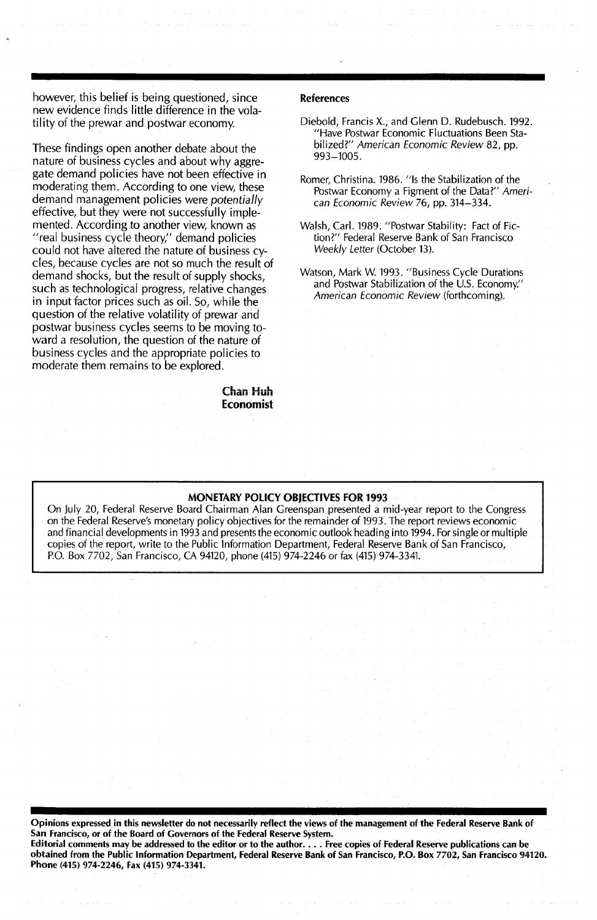however, this belief is being questioned, since new evidence finds little difference in the volatility of the prewar and postwar economy.

These findings open another debate about the nature of business cycles and about why aggregate demand policies have not been effective in moderating them. According to one view, these demand management policies were *potentially* effective, but they were not successfully implemented. According to another view, known as "real business cycle theory," demand policies could not have altered the nature of business cycles, because cycles are not so much the result of demand shocks, but the result of supply shocks, such as technological progress, relative changes in input factor prices such as oil. So, while the question of the relative volatility of prewar and postwar business cycles seems to be moving toward a resolution, the question of the nature of business cycles and the appropriate policies to moderate them remains to be explored.

**Chan Huh**
**Economist**

**References**

Diebold, Francis X., and Glenn D. Rudebusch. 1992. "Have Postwar Economic Fluctuations Been Stabilized?" *American Economic Review* 82, pp. 993–1005.

Romer, Christina. 1986. "Is the Stabilization of the Postwar Economy a Figment of the Data?" *American Economic Review* 76, pp. 314–334.

Walsh, Carl. 1989. "Postwar Stability: Fact of Fiction?" Federal Reserve Bank of San Francisco *Weekly Letter* (October 13).

Watson, Mark W. 1993. "Business Cycle Durations and Postwar Stabilization of the U.S. Economy." *American Economic Review* (forthcoming).

**MONETARY POLICY OBJECTIVES FOR 1993**

On July 20, Federal Reserve Board Chairman Alan Greenspan presented a mid-year report to the Congress on the Federal Reserve's monetary policy objectives for the remainder of 1993. The report reviews economic and financial developments in 1993 and presents the economic outlook heading into 1994. For single or multiple copies of the report, write to the Public Information Department, Federal Reserve Bank of San Francisco, P.O. Box 7702, San Francisco, CA 94120, phone (415) 974-2246 or fax (415) 974-3341.

**Opinions expressed in this newsletter do not necessarily reflect the views of the management of the Federal Reserve Bank of San Francisco, or of the Board of Governors of the Federal Reserve System.**
**Editorial comments may be addressed to the editor or to the author. . . . Free copies of Federal Reserve publications can be obtained from the Public Information Department, Federal Reserve Bank of San Francisco, P.O. Box 7702, San Francisco 94120. Phone (415) 974-2246, Fax (415) 974-3341.**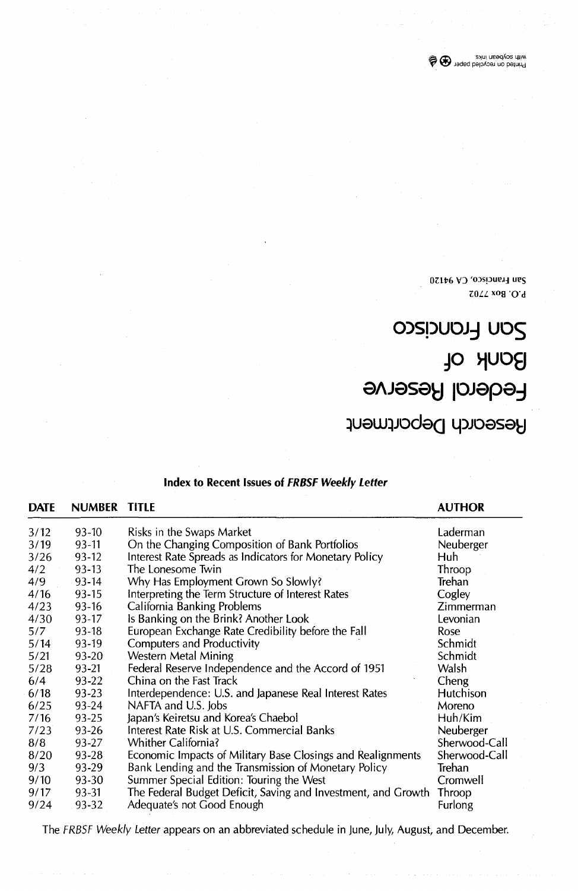Research Department

Federal Reserve

Bank of

San Francisco

P.O. Box 7702

San Francisco, CA 94120

Printed on recycled paper with soybean inks

### Index to Recent Issues of *FRBSF Weekly Letter*

| DATE | NUMBER | TITLE | AUTHOR |
|---|---|---|---|
| 3/12 | 93-10 | Risks in the Swaps Market | Laderman |
| 3/19 | 93-11 | On the Changing Composition of Bank Portfolios | Neuberger |
| 3/26 | 93-12 | Interest Rate Spreads as Indicators for Monetary Policy | Huh |
| 4/2 | 93-13 | The Lonesome Twin | Throop |
| 4/9 | 93-14 | Why Has Employment Grown So Slowly? | Trehan |
| 4/16 | 93-15 | Interpreting the Term Structure of Interest Rates | Cogley |
| 4/23 | 93-16 | California Banking Problems | Zimmerman |
| 4/30 | 93-17 | Is Banking on the Brink? Another Look | Levonian |
| 5/7 | 93-18 | European Exchange Rate Credibility before the Fall | Rose |
| 5/14 | 93-19 | Computers and Productivity | Schmidt |
| 5/21 | 93-20 | Western Metal Mining | Schmidt |
| 5/28 | 93-21 | Federal Reserve Independence and the Accord of 1951 | Walsh |
| 6/4 | 93-22 | China on the Fast Track | Cheng |
| 6/18 | 93-23 | Interdependence: U.S. and Japanese Real Interest Rates | Hutchison |
| 6/25 | 93-24 | NAFTA and U.S. Jobs | Moreno |
| 7/16 | 93-25 | Japan's Keiretsu and Korea's Chaebol | Huh/Kim |
| 7/23 | 93-26 | Interest Rate Risk at U.S. Commercial Banks | Neuberger |
| 8/8 | 93-27 | Whither California? | Sherwood-Call |
| 8/20 | 93-28 | Economic Impacts of Military Base Closings and Realignments | Sherwood-Call |
| 9/3 | 93-29 | Bank Lending and the Transmission of Monetary Policy | Trehan |
| 9/10 | 93-30 | Summer Special Edition: Touring the West | Cromwell |
| 9/17 | 93-31 | The Federal Budget Deficit, Saving and Investment, and Growth | Throop |
| 9/24 | 93-32 | Adequate's not Good Enough | Furlong |

The *FRBSF Weekly Letter* appears on an abbreviated schedule in June, July, August, and December.